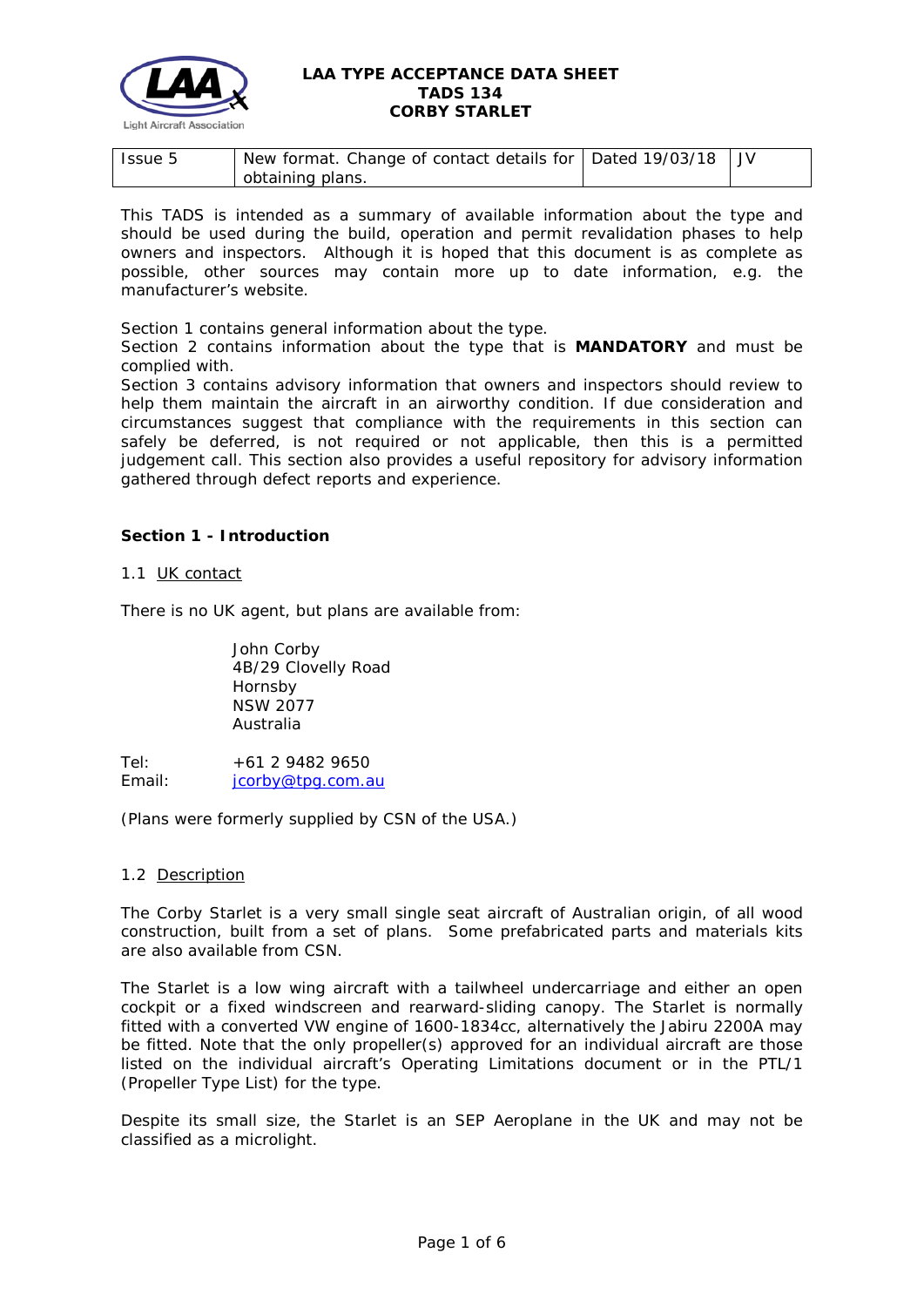**LAA TYPE ACCEPTANCE DATA SHEET**
**TADS 134**
**CORBY STARLET**

| Issue 5 | New format. Change of contact details for obtaining plans. | Dated 19/03/18 | JV |
|---|---|---|---|

This TADS is intended as a summary of available information about the type and should be used during the build, operation and permit revalidation phases to help owners and inspectors. Although it is hoped that this document is as complete as possible, other sources may contain more up to date information, e.g. the manufacturer's website.

Section 1 contains general information about the type.
Section 2 contains information about the type that is **MANDATORY** and must be complied with.
Section 3 contains advisory information that owners and inspectors should review to help them maintain the aircraft in an airworthy condition. If due consideration and circumstances suggest that compliance with the requirements in this section can safely be deferred, is not required or not applicable, then this is a permitted judgement call. This section also provides a useful repository for advisory information gathered through defect reports and experience.

## Section 1 - Introduction

### 1.1 UK contact

There is no UK agent, but plans are available from:

John Corby
4B/29 Clovelly Road
Hornsby
NSW 2077
Australia

Tel: +61 2 9482 9650
Email: jcorby@tpg.com.au

(Plans were formerly supplied by CSN of the USA.)

### 1.2 Description

The Corby Starlet is a very small single seat aircraft of Australian origin, of all wood construction, built from a set of plans. Some prefabricated parts and materials kits are also available from CSN.

The Starlet is a low wing aircraft with a tailwheel undercarriage and either an open cockpit or a fixed windscreen and rearward-sliding canopy. The Starlet is normally fitted with a converted VW engine of 1600-1834cc, alternatively the Jabiru 2200A may be fitted. Note that the only propeller(s) approved for an individual aircraft are those listed on the individual aircraft's Operating Limitations document or in the PTL/1 (Propeller Type List) for the type.

Despite its small size, the Starlet is an SEP Aeroplane in the UK and may not be classified as a microlight.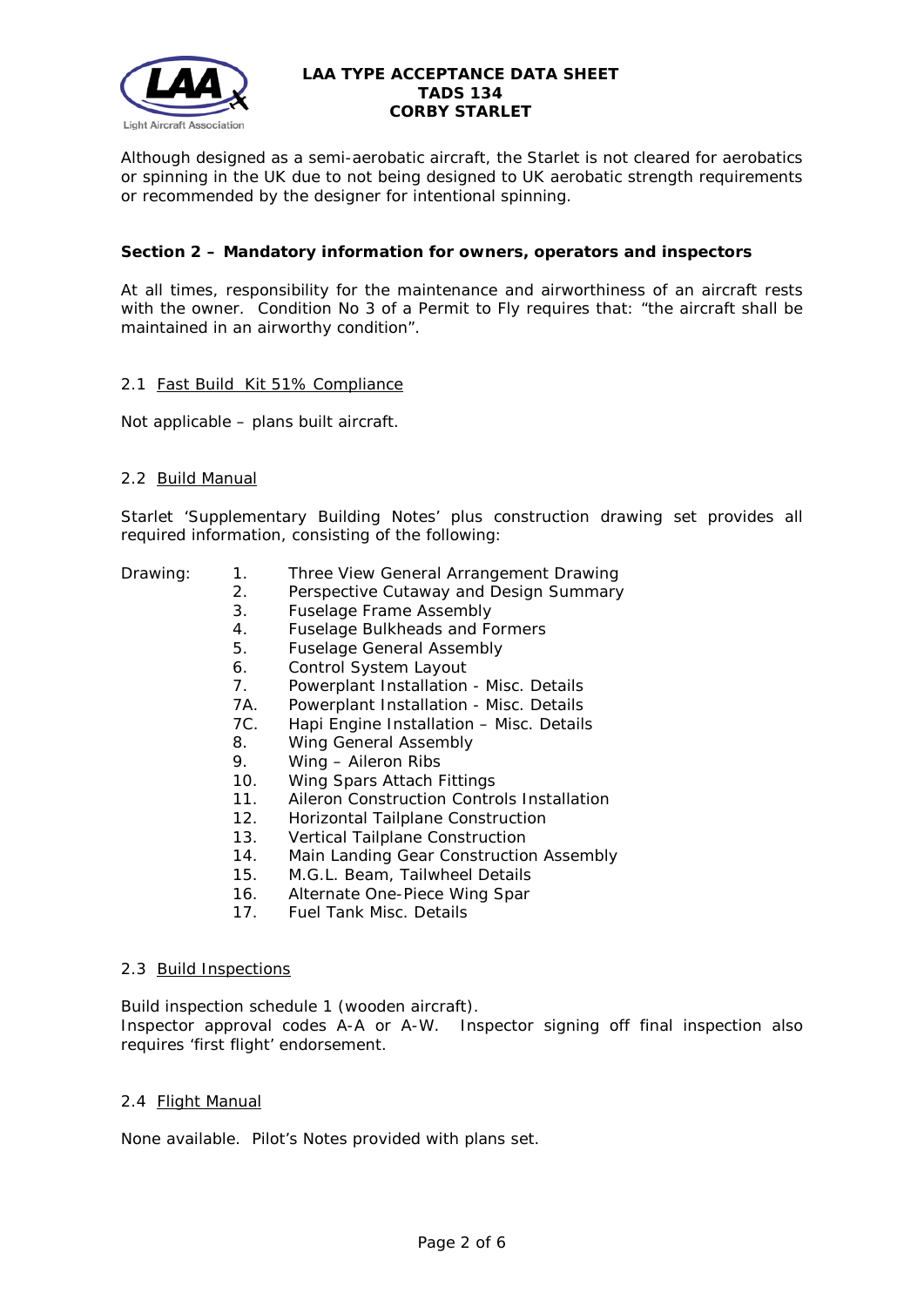Although designed as a semi-aerobatic aircraft, the Starlet is not cleared for aerobatics or spinning in the UK due to not being designed to UK aerobatic strength requirements or recommended by the designer for intentional spinning.

## Section 2 – Mandatory information for owners, operators and inspectors

At all times, responsibility for the maintenance and airworthiness of an aircraft rests with the owner. Condition No 3 of a Permit to Fly requires that: "the aircraft shall be maintained in an airworthy condition".

### 2.1 Fast Build Kit 51% Compliance

Not applicable – plans built aircraft.

### 2.2 Build Manual

Starlet 'Supplementary Building Notes' plus construction drawing set provides all required information, consisting of the following:

Drawing:

- 1. Three View General Arrangement Drawing
- 2. Perspective Cutaway and Design Summary
- 3. Fuselage Frame Assembly
- 4. Fuselage Bulkheads and Formers
- 5. Fuselage General Assembly
- 6. Control System Layout
- 7. Powerplant Installation - Misc. Details
- 7A. Powerplant Installation - Misc. Details
- 7C. Hapi Engine Installation – Misc. Details
- 8. Wing General Assembly
- 9. Wing – Aileron Ribs
- 10. Wing Spars Attach Fittings
- 11. Aileron Construction Controls Installation
- 12. Horizontal Tailplane Construction
- 13. Vertical Tailplane Construction
- 14. Main Landing Gear Construction Assembly
- 15. M.G.L. Beam, Tailwheel Details
- 16. Alternate One-Piece Wing Spar
- 17. Fuel Tank Misc. Details

### 2.3 Build Inspections

Build inspection schedule 1 (wooden aircraft).
Inspector approval codes A-A or A-W. Inspector signing off final inspection also requires 'first flight' endorsement.

### 2.4 Flight Manual

None available. Pilot's Notes provided with plans set.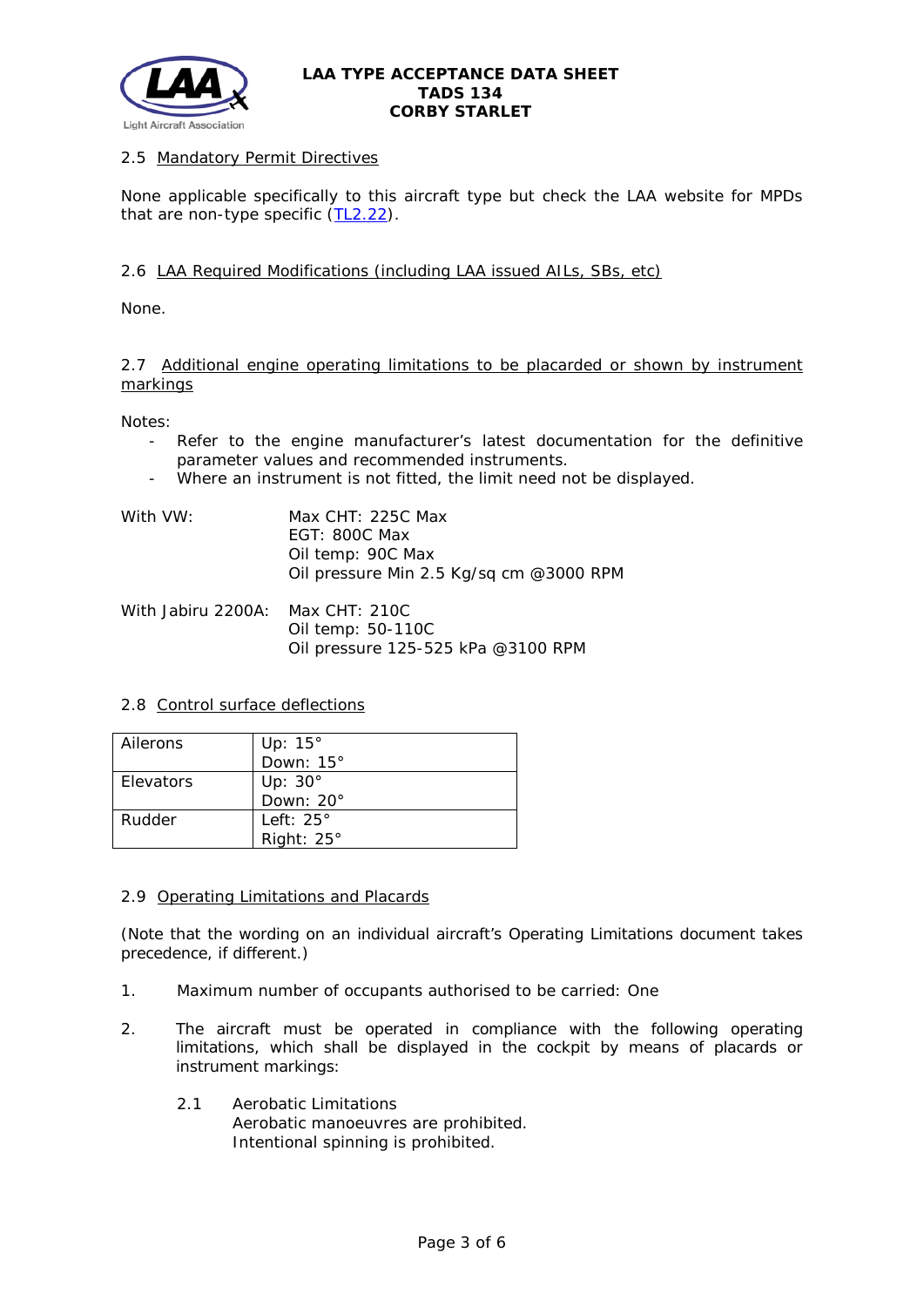### 2.5 Mandatory Permit Directives

None applicable specifically to this aircraft type but check the LAA website for MPDs that are non-type specific (TL2.22).

### 2.6 LAA Required Modifications (including LAA issued AILs, SBs, etc)

None.

### 2.7 Additional engine operating limitations to be placarded or shown by instrument markings

Notes:

- Refer to the engine manufacturer's latest documentation for the definitive parameter values and recommended instruments.
- Where an instrument is not fitted, the limit need not be displayed.

With VW:
Max CHT: 225C Max
EGT: 800C Max
Oil temp: 90C Max
Oil pressure Min 2.5 Kg/sq cm @3000 RPM

With Jabiru 2200A:
Max CHT: 210C
Oil temp: 50-110C
Oil pressure 125-525 kPa @3100 RPM

### 2.8 Control surface deflections

| Ailerons | Up: 15°<br>Down: 15° |
|---|---|
| Elevators | Up: 30°<br>Down: 20° |
| Rudder | Left: 25°<br>Right: 25° |

### 2.9 Operating Limitations and Placards

(Note that the wording on an individual aircraft's Operating Limitations document takes precedence, if different.)

1. Maximum number of occupants authorised to be carried: One

2. The aircraft must be operated in compliance with the following operating limitations, which shall be displayed in the cockpit by means of placards or instrument markings:

   2.1 Aerobatic Limitations
   Aerobatic manoeuvres are prohibited.
   Intentional spinning is prohibited.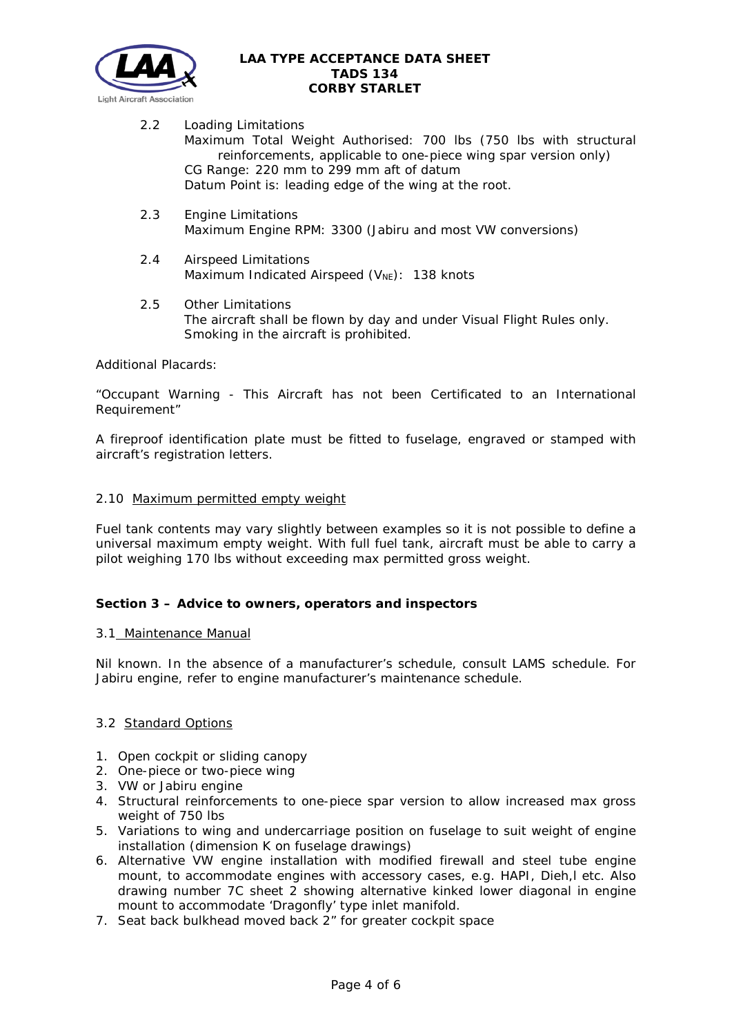2.2 Loading Limitations
Maximum Total Weight Authorised: 700 lbs (750 lbs with structural reinforcements, applicable to one-piece wing spar version only)
CG Range: 220 mm to 299 mm aft of datum
Datum Point is: leading edge of the wing at the root.

2.3 Engine Limitations
Maximum Engine RPM: 3300 (Jabiru and most VW conversions)

2.4 Airspeed Limitations
Maximum Indicated Airspeed ($V_{NE}$): 138 knots

2.5 Other Limitations
The aircraft shall be flown by day and under Visual Flight Rules only.
Smoking in the aircraft is prohibited.

Additional Placards:

"Occupant Warning - This Aircraft has not been Certificated to an International Requirement"

A fireproof identification plate must be fitted to fuselage, engraved or stamped with aircraft's registration letters.

2.10 Maximum permitted empty weight

Fuel tank contents may vary slightly between examples so it is not possible to define a universal maximum empty weight. With full fuel tank, aircraft must be able to carry a pilot weighing 170 lbs without exceeding max permitted gross weight.

**Section 3 – Advice to owners, operators and inspectors**

3.1 Maintenance Manual

Nil known. In the absence of a manufacturer's schedule, consult LAMS schedule. For Jabiru engine, refer to engine manufacturer's maintenance schedule.

3.2 Standard Options

1. Open cockpit or sliding canopy
2. One-piece or two-piece wing
3. VW or Jabiru engine
4. Structural reinforcements to one-piece spar version to allow increased max gross weight of 750 lbs
5. Variations to wing and undercarriage position on fuselage to suit weight of engine installation (dimension K on fuselage drawings)
6. Alternative VW engine installation with modified firewall and steel tube engine mount, to accommodate engines with accessory cases, e.g. HAPI, Dieh,l etc. Also drawing number 7C sheet 2 showing alternative kinked lower diagonal in engine mount to accommodate 'Dragonfly' type inlet manifold.
7. Seat back bulkhead moved back 2" for greater cockpit space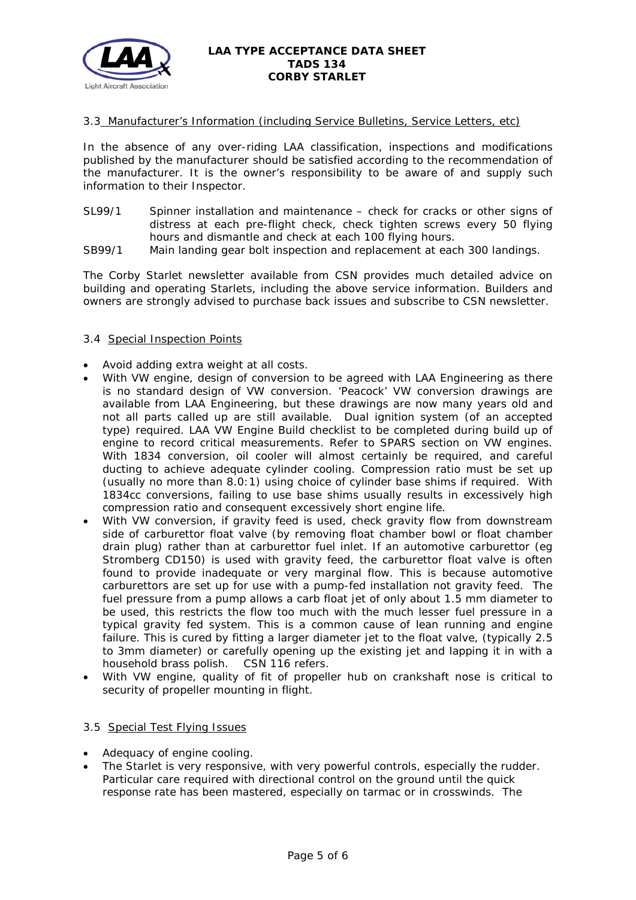### 3.3 Manufacturer's Information (including Service Bulletins, Service Letters, etc)

In the absence of any over-riding LAA classification, inspections and modifications published by the manufacturer should be satisfied according to the recommendation of the manufacturer. It is the owner's responsibility to be aware of and supply such information to their Inspector.

SL99/1 Spinner installation and maintenance – check for cracks or other signs of distress at each pre-flight check, check tighten screws every 50 flying hours and dismantle and check at each 100 flying hours.

SB99/1 Main landing gear bolt inspection and replacement at each 300 landings.

The Corby Starlet newsletter available from CSN provides much detailed advice on building and operating Starlets, including the above service information. Builders and owners are strongly advised to purchase back issues and subscribe to CSN newsletter.

### 3.4 Special Inspection Points

- Avoid adding extra weight at all costs.
- With VW engine, design of conversion to be agreed with LAA Engineering as there is no standard design of VW conversion. 'Peacock' VW conversion drawings are available from LAA Engineering, but these drawings are now many years old and not all parts called up are still available. Dual ignition system (of an accepted type) required. LAA VW Engine Build checklist to be completed during build up of engine to record critical measurements. Refer to SPARS section on VW engines. With 1834 conversion, oil cooler will almost certainly be required, and careful ducting to achieve adequate cylinder cooling. Compression ratio must be set up (usually no more than 8.0:1) using choice of cylinder base shims if required. With 1834cc conversions, failing to use base shims usually results in excessively high compression ratio and consequent excessively short engine life.
- With VW conversion, if gravity feed is used, check gravity flow from downstream side of carburettor float valve (by removing float chamber bowl or float chamber drain plug) rather than at carburettor fuel inlet. If an automotive carburettor (eg Stromberg CD150) is used with gravity feed, the carburettor float valve is often found to provide inadequate or very marginal flow. This is because automotive carburettors are set up for use with a pump-fed installation not gravity feed. The fuel pressure from a pump allows a carb float jet of only about 1.5 mm diameter to be used, this restricts the flow too much with the much lesser fuel pressure in a typical gravity fed system. This is a common cause of lean running and engine failure. This is cured by fitting a larger diameter jet to the float valve, (typically 2.5 to 3mm diameter) or carefully opening up the existing jet and lapping it in with a household brass polish. CSN 116 refers.
- With VW engine, quality of fit of propeller hub on crankshaft nose is critical to security of propeller mounting in flight.

### 3.5 Special Test Flying Issues

- Adequacy of engine cooling.
- The Starlet is very responsive, with very powerful controls, especially the rudder. Particular care required with directional control on the ground until the quick response rate has been mastered, especially on tarmac or in crosswinds. The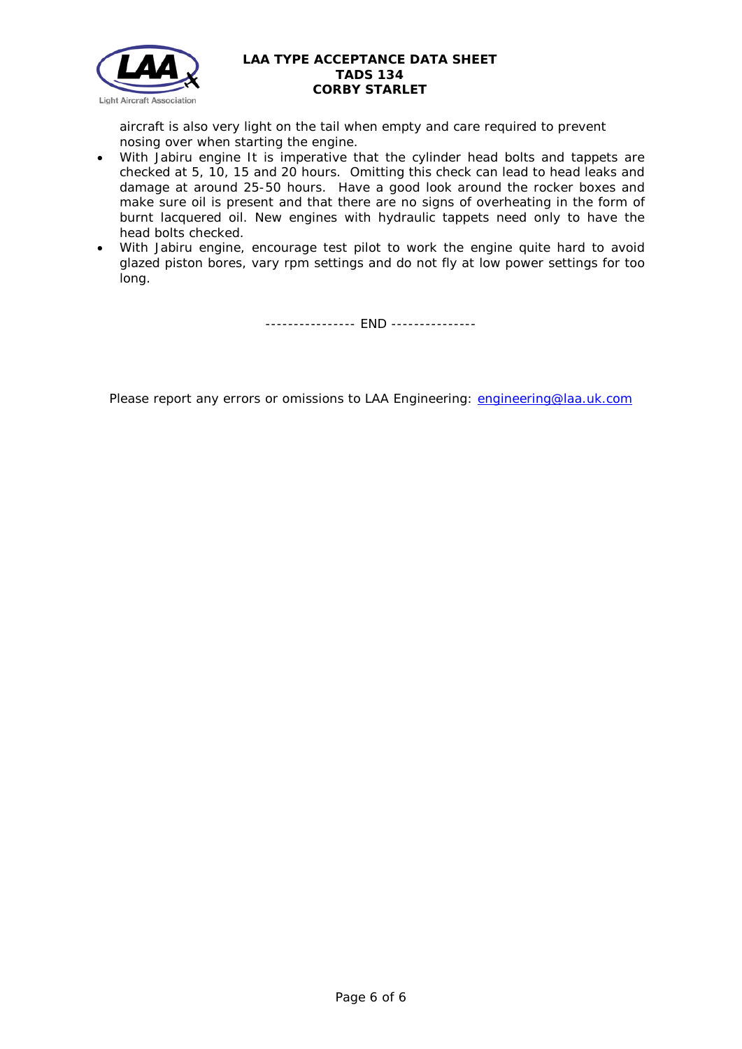aircraft is also very light on the tail when empty and care required to prevent nosing over when starting the engine.

- With Jabiru engine It is imperative that the cylinder head bolts and tappets are checked at 5, 10, 15 and 20 hours. Omitting this check can lead to head leaks and damage at around 25-50 hours. Have a good look around the rocker boxes and make sure oil is present and that there are no signs of overheating in the form of burnt lacquered oil. New engines with hydraulic tappets need only to have the head bolts checked.
- With Jabiru engine, encourage test pilot to work the engine quite hard to avoid glazed piston bores, vary rpm settings and do not fly at low power settings for too long.

---------------- END ---------------

Please report any errors or omissions to LAA Engineering: [engineering@laa.uk.com](mailto:engineering@laa.uk.com)